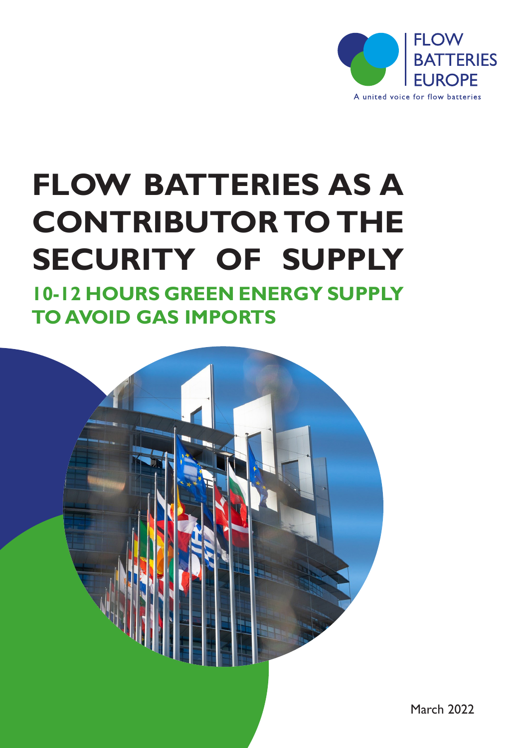FLOW BATTERIES EUROPE

A united voice for flow batteries

# FLOW BATTERIES AS A CONTRIBUTOR TO THE SECURITY OF SUPPLY

## 10-12 HOURS GREEN ENERGY SUPPLY TO AVOID GAS IMPORTS

March 2022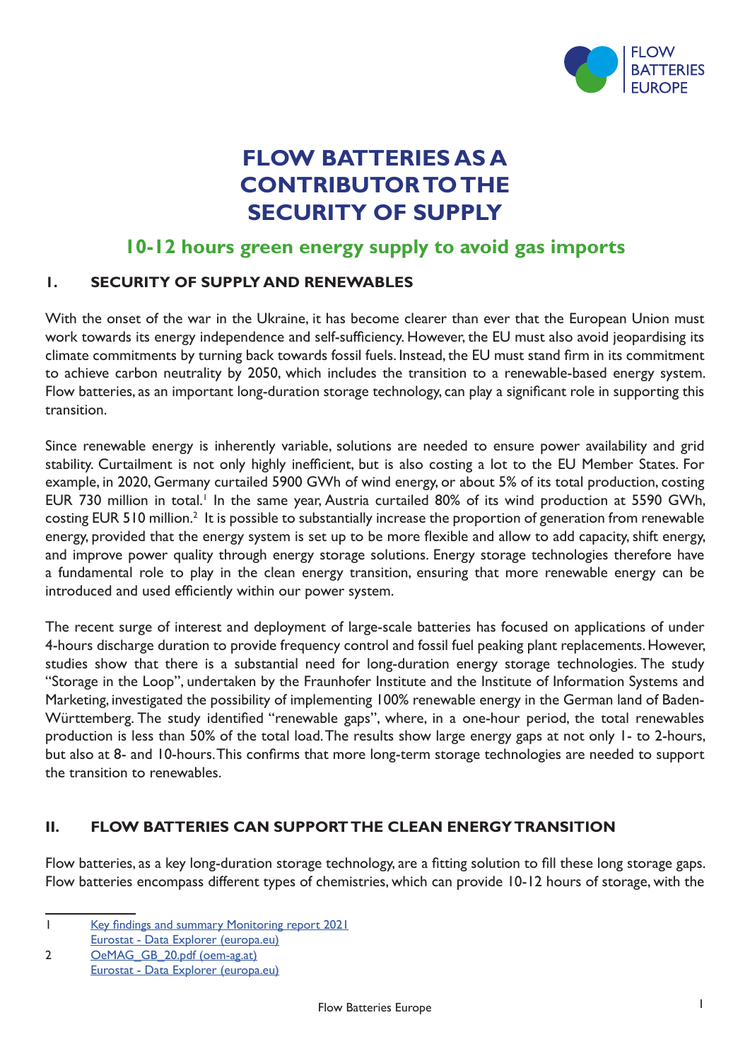# FLOW BATTERIES AS A CONTRIBUTOR TO THE SECURITY OF SUPPLY

## 10-12 hours green energy supply to avoid gas imports

### I. SECURITY OF SUPPLY AND RENEWABLES

With the onset of the war in the Ukraine, it has become clearer than ever that the European Union must work towards its energy independence and self-sufficiency. However, the EU must also avoid jeopardising its climate commitments by turning back towards fossil fuels. Instead, the EU must stand firm in its commitment to achieve carbon neutrality by 2050, which includes the transition to a renewable-based energy system. Flow batteries, as an important long-duration storage technology, can play a significant role in supporting this transition.

Since renewable energy is inherently variable, solutions are needed to ensure power availability and grid stability. Curtailment is not only highly inefficient, but is also costing a lot to the EU Member States. For example, in 2020, Germany curtailed 5900 GWh of wind energy, or about 5% of its total production, costing EUR 730 million in total.[1] In the same year, Austria curtailed 80% of its wind production at 5590 GWh, costing EUR 510 million.[2] It is possible to substantially increase the proportion of generation from renewable energy, provided that the energy system is set up to be more flexible and allow to add capacity, shift energy, and improve power quality through energy storage solutions. Energy storage technologies therefore have a fundamental role to play in the clean energy transition, ensuring that more renewable energy can be introduced and used efficiently within our power system.

The recent surge of interest and deployment of large-scale batteries has focused on applications of under 4-hours discharge duration to provide frequency control and fossil fuel peaking plant replacements. However, studies show that there is a substantial need for long-duration energy storage technologies. The study "Storage in the Loop", undertaken by the Fraunhofer Institute and the Institute of Information Systems and Marketing, investigated the possibility of implementing 100% renewable energy in the German land of Baden-Württemberg. The study identified "renewable gaps", where, in a one-hour period, the total renewables production is less than 50% of the total load. The results show large energy gaps at not only 1- to 2-hours, but also at 8- and 10-hours. This confirms that more long-term storage technologies are needed to support the transition to renewables.

### II. FLOW BATTERIES CAN SUPPORT THE CLEAN ENERGY TRANSITION

Flow batteries, as a key long-duration storage technology, are a fitting solution to fill these long storage gaps. Flow batteries encompass different types of chemistries, which can provide 10-12 hours of storage, with the

---

1 Key findings and summary Monitoring report 2021
Eurostat - Data Explorer (europa.eu)

2 OeMAG_GB_20.pdf (oem-ag.at)
Eurostat - Data Explorer (europa.eu)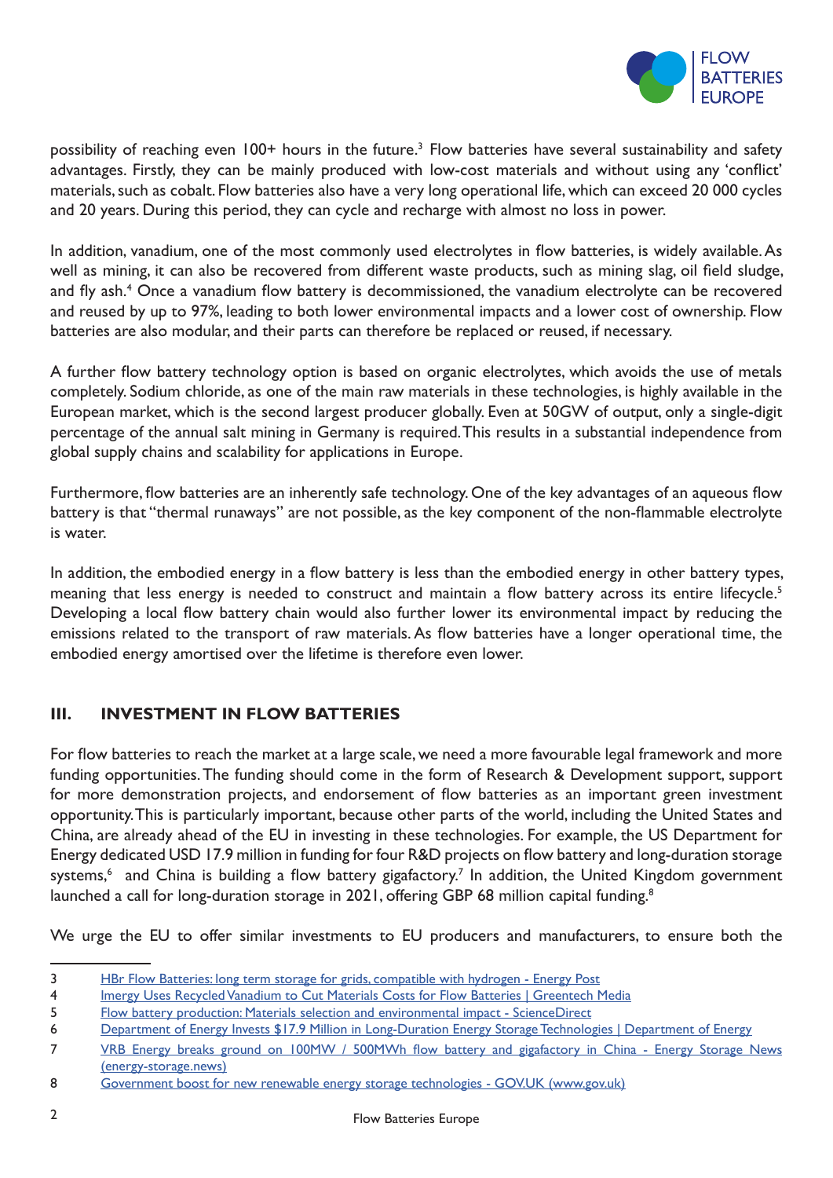possibility of reaching even 100+ hours in the future.[3] Flow batteries have several sustainability and safety advantages. Firstly, they can be mainly produced with low-cost materials and without using any 'conflict' materials, such as cobalt. Flow batteries also have a very long operational life, which can exceed 20 000 cycles and 20 years. During this period, they can cycle and recharge with almost no loss in power.

In addition, vanadium, one of the most commonly used electrolytes in flow batteries, is widely available. As well as mining, it can also be recovered from different waste products, such as mining slag, oil field sludge, and fly ash.[4] Once a vanadium flow battery is decommissioned, the vanadium electrolyte can be recovered and reused by up to 97%, leading to both lower environmental impacts and a lower cost of ownership. Flow batteries are also modular, and their parts can therefore be replaced or reused, if necessary.

A further flow battery technology option is based on organic electrolytes, which avoids the use of metals completely. Sodium chloride, as one of the main raw materials in these technologies, is highly available in the European market, which is the second largest producer globally. Even at 50GW of output, only a single-digit percentage of the annual salt mining in Germany is required. This results in a substantial independence from global supply chains and scalability for applications in Europe.

Furthermore, flow batteries are an inherently safe technology. One of the key advantages of an aqueous flow battery is that "thermal runaways" are not possible, as the key component of the non-flammable electrolyte is water.

In addition, the embodied energy in a flow battery is less than the embodied energy in other battery types, meaning that less energy is needed to construct and maintain a flow battery across its entire lifecycle.[5] Developing a local flow battery chain would also further lower its environmental impact by reducing the emissions related to the transport of raw materials. As flow batteries have a longer operational time, the embodied energy amortised over the lifetime is therefore even lower.

## III. INVESTMENT IN FLOW BATTERIES

For flow batteries to reach the market at a large scale, we need a more favourable legal framework and more funding opportunities. The funding should come in the form of Research & Development support, support for more demonstration projects, and endorsement of flow batteries as an important green investment opportunity. This is particularly important, because other parts of the world, including the United States and China, are already ahead of the EU in investing in these technologies. For example, the US Department for Energy dedicated USD 17.9 million in funding for four R&D projects on flow battery and long-duration storage systems,[6] and China is building a flow battery gigafactory.[7] In addition, the United Kingdom government launched a call for long-duration storage in 2021, offering GBP 68 million capital funding.[8]

We urge the EU to offer similar investments to EU producers and manufacturers, to ensure both the

---

3 HBr Flow Batteries: long term storage for grids, compatible with hydrogen - Energy Post

4 Imergy Uses Recycled Vanadium to Cut Materials Costs for Flow Batteries | Greentech Media

5 Flow battery production: Materials selection and environmental impact - ScienceDirect

6 Department of Energy Invests $17.9 Million in Long-Duration Energy Storage Technologies | Department of Energy

7 VRB Energy breaks ground on 100MW / 500MWh flow battery and gigafactory in China - Energy Storage News (energy-storage.news)

8 Government boost for new renewable energy storage technologies - GOV.UK (www.gov.uk)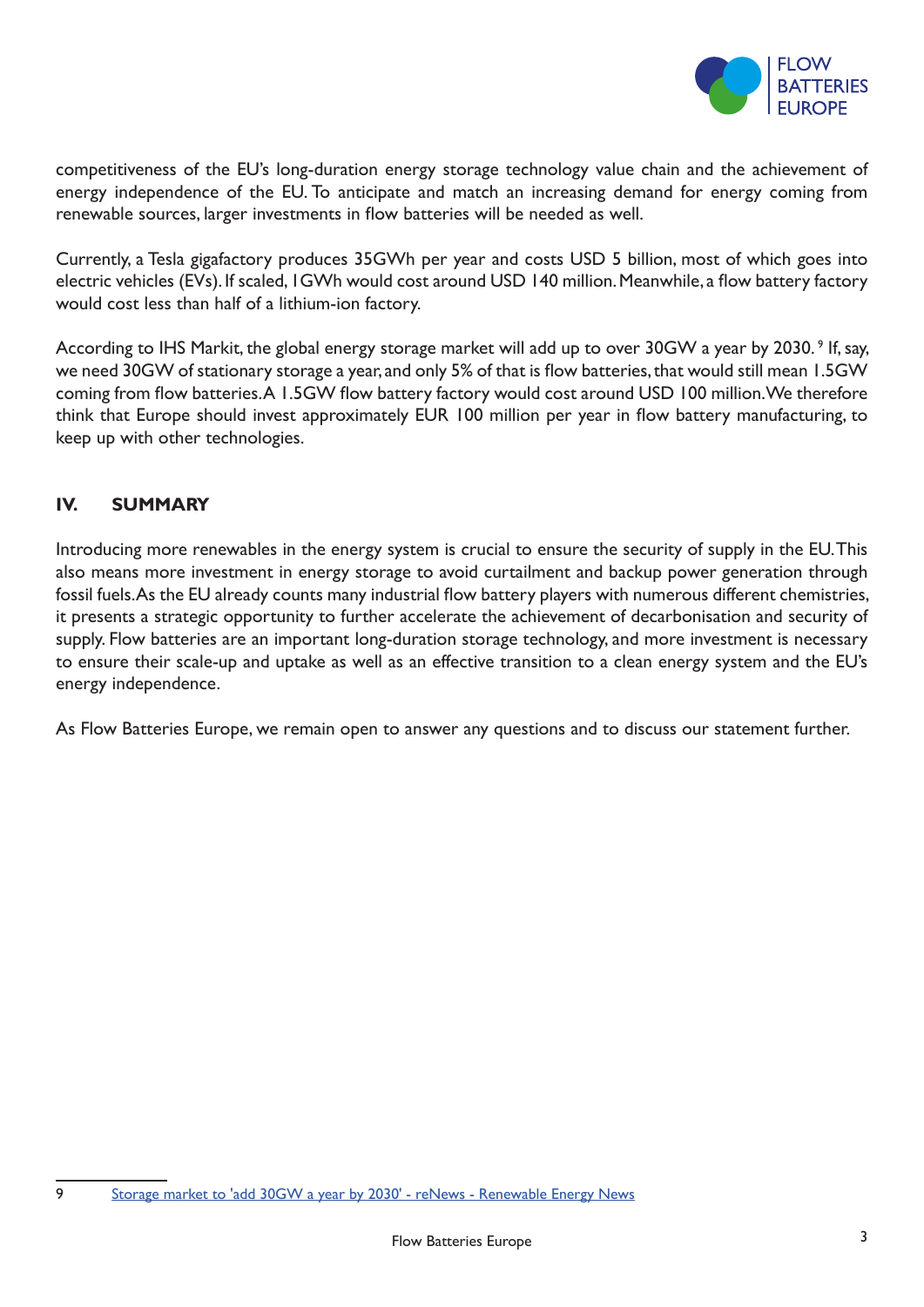competitiveness of the EU's long-duration energy storage technology value chain and the achievement of energy independence of the EU. To anticipate and match an increasing demand for energy coming from renewable sources, larger investments in flow batteries will be needed as well.

Currently, a Tesla gigafactory produces 35GWh per year and costs USD 5 billion, most of which goes into electric vehicles (EVs). If scaled, 1GWh would cost around USD 140 million. Meanwhile, a flow battery factory would cost less than half of a lithium-ion factory.

According to IHS Markit, the global energy storage market will add up to over 30GW a year by 2030.[9] If, say, we need 30GW of stationary storage a year, and only 5% of that is flow batteries, that would still mean 1.5GW coming from flow batteries. A 1.5GW flow battery factory would cost around USD 100 million. We therefore think that Europe should invest approximately EUR 100 million per year in flow battery manufacturing, to keep up with other technologies.

## IV. SUMMARY

Introducing more renewables in the energy system is crucial to ensure the security of supply in the EU. This also means more investment in energy storage to avoid curtailment and backup power generation through fossil fuels. As the EU already counts many industrial flow battery players with numerous different chemistries, it presents a strategic opportunity to further accelerate the achievement of decarbonisation and security of supply. Flow batteries are an important long-duration storage technology, and more investment is necessary to ensure their scale-up and uptake as well as an effective transition to a clean energy system and the EU's energy independence.

As Flow Batteries Europe, we remain open to answer any questions and to discuss our statement further.

---

9 Storage market to 'add 30GW a year by 2030' - reNews - Renewable Energy News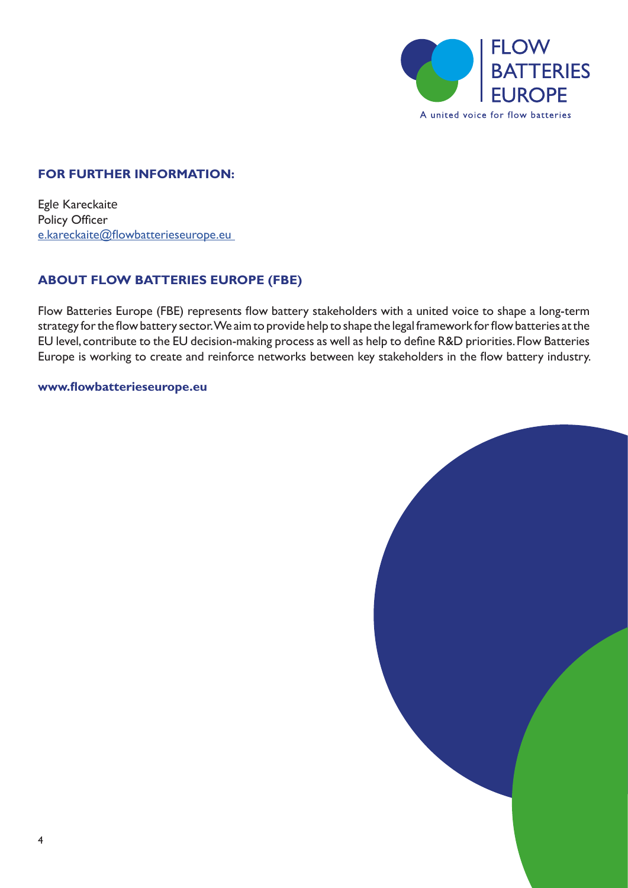FLOW BATTERIES EUROPE

A united voice for flow batteries

## FOR FURTHER INFORMATION:

Egle Kareckaite
Policy Officer
e.kareckaite@flowbatterieseurope.eu

## ABOUT FLOW BATTERIES EUROPE (FBE)

Flow Batteries Europe (FBE) represents flow battery stakeholders with a united voice to shape a long-term strategy for the flow battery sector. We aim to provide help to shape the legal framework for flow batteries at the EU level, contribute to the EU decision-making process as well as help to define R&D priorities. Flow Batteries Europe is working to create and reinforce networks between key stakeholders in the flow battery industry.

**www.flowbatterieseurope.eu**